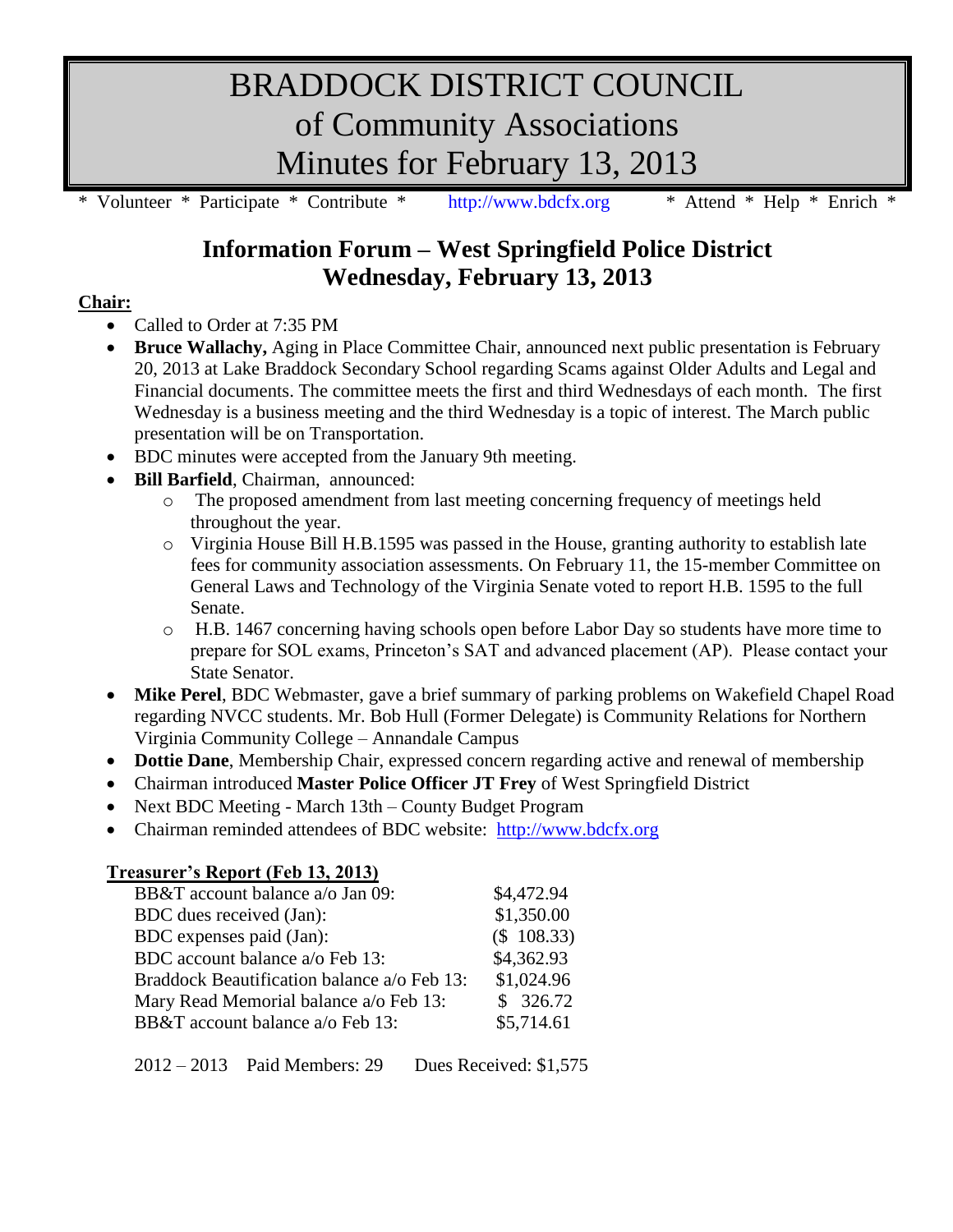# BRADDOCK DISTRICT COUNCIL
# of Community Associations
# Minutes for February 13, 2013

\* Volunteer \* Participate \* Contribute \* http://www.bdcfx.org \* Attend \* Help \* Enrich \*

## Information Forum – West Springfield Police District
## Wednesday, February 13, 2013

**Chair:**

- Called to Order at 7:35 PM
- **Bruce Wallachy,** Aging in Place Committee Chair, announced next public presentation is February 20, 2013 at Lake Braddock Secondary School regarding Scams against Older Adults and Legal and Financial documents. The committee meets the first and third Wednesdays of each month. The first Wednesday is a business meeting and the third Wednesday is a topic of interest. The March public presentation will be on Transportation.
- BDC minutes were accepted from the January 9th meeting.
- **Bill Barfield**, Chairman, announced:
  - The proposed amendment from last meeting concerning frequency of meetings held throughout the year.
  - Virginia House Bill H.B.1595 was passed in the House, granting authority to establish late fees for community association assessments. On February 11, the 15-member Committee on General Laws and Technology of the Virginia Senate voted to report H.B. 1595 to the full Senate.
  - H.B. 1467 concerning having schools open before Labor Day so students have more time to prepare for SOL exams, Princeton's SAT and advanced placement (AP). Please contact your State Senator.
- **Mike Perel**, BDC Webmaster, gave a brief summary of parking problems on Wakefield Chapel Road regarding NVCC students. Mr. Bob Hull (Former Delegate) is Community Relations for Northern Virginia Community College – Annandale Campus
- **Dottie Dane**, Membership Chair, expressed concern regarding active and renewal of membership
- Chairman introduced **Master Police Officer JT Frey** of West Springfield District
- Next BDC Meeting - March 13th – County Budget Program
- Chairman reminded attendees of BDC website: http://www.bdcfx.org

**Treasurer's Report (Feb 13, 2013)**

| | |
|---|---|
| BB&T account balance a/o Jan 09: | $4,472.94 |
| BDC dues received (Jan): | $1,350.00 |
| BDC expenses paid (Jan): | ($ 108.33) |
| BDC account balance a/o Feb 13: | $4,362.93 |
| Braddock Beautification balance a/o Feb 13: | $1,024.96 |
| Mary Read Memorial balance a/o Feb 13: | $ 326.72 |
| BB&T account balance a/o Feb 13: | $5,714.61 |

2012 – 2013 Paid Members: 29 Dues Received: $1,575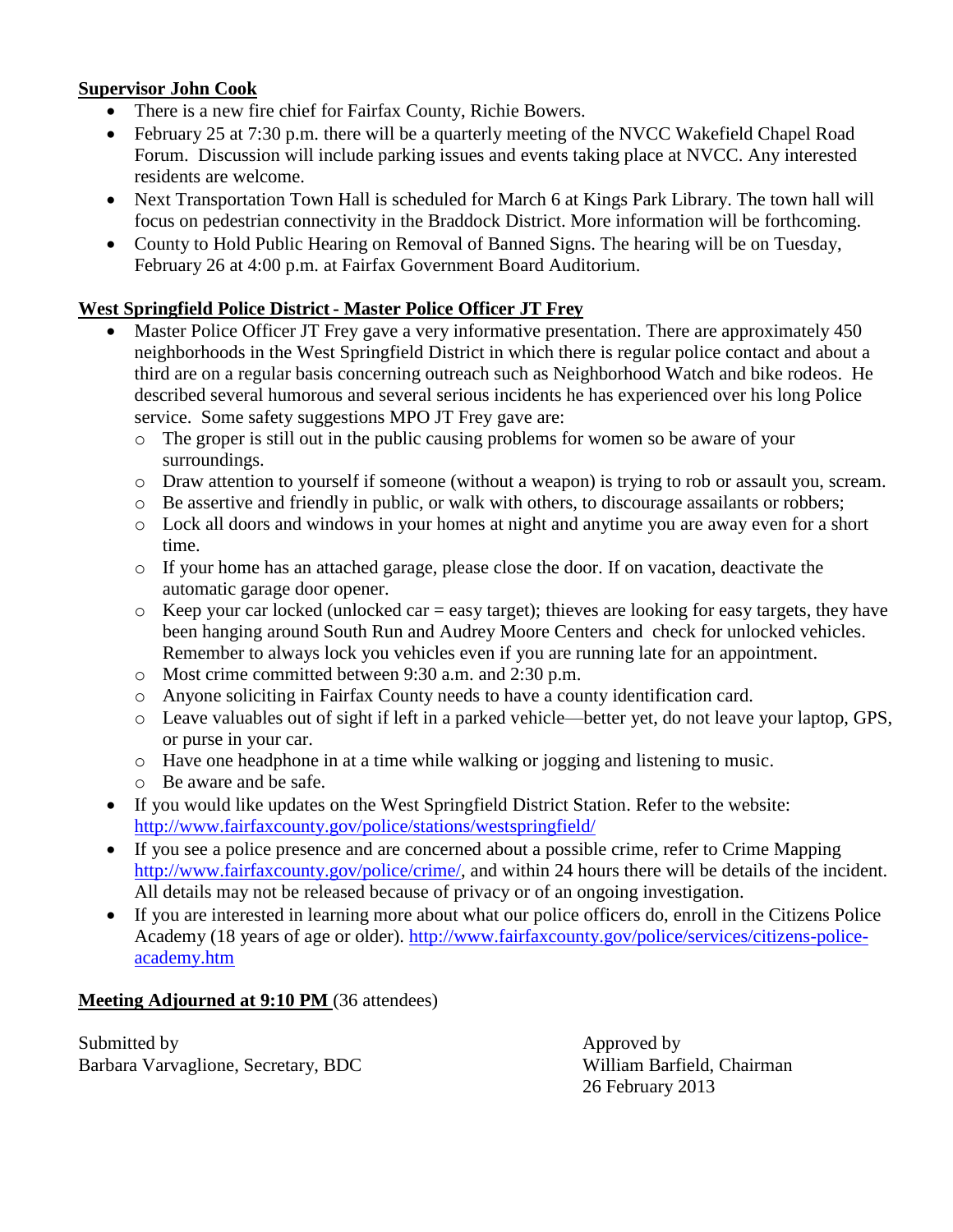**Supervisor John Cook**

- There is a new fire chief for Fairfax County, Richie Bowers.
- February 25 at 7:30 p.m. there will be a quarterly meeting of the NVCC Wakefield Chapel Road Forum. Discussion will include parking issues and events taking place at NVCC. Any interested residents are welcome.
- Next Transportation Town Hall is scheduled for March 6 at Kings Park Library. The town hall will focus on pedestrian connectivity in the Braddock District. More information will be forthcoming.
- County to Hold Public Hearing on Removal of Banned Signs. The hearing will be on Tuesday, February 26 at 4:00 p.m. at Fairfax Government Board Auditorium.

**West Springfield Police District - Master Police Officer JT Frey**

- Master Police Officer JT Frey gave a very informative presentation. There are approximately 450 neighborhoods in the West Springfield District in which there is regular police contact and about a third are on a regular basis concerning outreach such as Neighborhood Watch and bike rodeos. He described several humorous and several serious incidents he has experienced over his long Police service. Some safety suggestions MPO JT Frey gave are:
    - The groper is still out in the public causing problems for women so be aware of your surroundings.
    - Draw attention to yourself if someone (without a weapon) is trying to rob or assault you, scream.
    - Be assertive and friendly in public, or walk with others, to discourage assailants or robbers;
    - Lock all doors and windows in your homes at night and anytime you are away even for a short time.
    - If your home has an attached garage, please close the door. If on vacation, deactivate the automatic garage door opener.
    - Keep your car locked (unlocked car = easy target); thieves are looking for easy targets, they have been hanging around South Run and Audrey Moore Centers and check for unlocked vehicles. Remember to always lock you vehicles even if you are running late for an appointment.
    - Most crime committed between 9:30 a.m. and 2:30 p.m.
    - Anyone soliciting in Fairfax County needs to have a county identification card.
    - Leave valuables out of sight if left in a parked vehicle—better yet, do not leave your laptop, GPS, or purse in your car.
    - Have one headphone in at a time while walking or jogging and listening to music.
    - Be aware and be safe.
- If you would like updates on the West Springfield District Station. Refer to the website: http://www.fairfaxcounty.gov/police/stations/westspringfield/
- If you see a police presence and are concerned about a possible crime, refer to Crime Mapping http://www.fairfaxcounty.gov/police/crime/, and within 24 hours there will be details of the incident. All details may not be released because of privacy or of an ongoing investigation.
- If you are interested in learning more about what our police officers do, enroll in the Citizens Police Academy (18 years of age or older). http://www.fairfaxcounty.gov/police/services/citizens-police-academy.htm

**Meeting Adjourned at 9:10 PM** (36 attendees)

Submitted by
Barbara Varvaglione, Secretary, BDC

Approved by
William Barfield, Chairman
26 February 2013